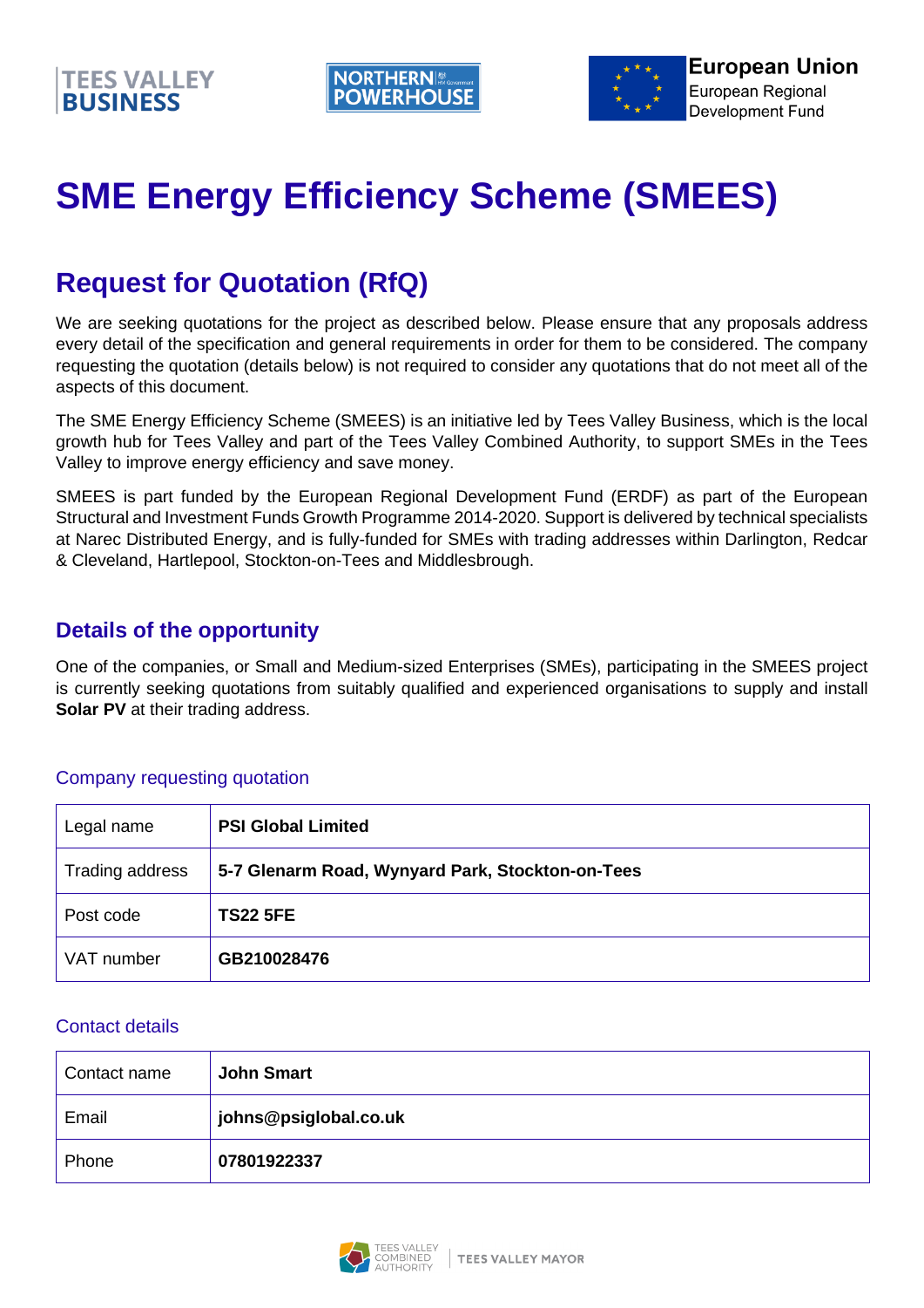# SME Energy Efficiency Scheme (SMEES)

## Request for Quotation (RfQ)

We are seeking quotations for the project as described below. Please ensure that any proposals address every detail of the specification and general requirements in order for them to be considered. The company requesting the quotation (details below) is not required to consider any quotations that do not meet all of the aspects of this document.

The SME Energy Efficiency Scheme (SMEES) is an initiative led by Tees Valley Business, which is the local growth hub for Tees Valley and part of the Tees Valley Combined Authority, to support SMEs in the Tees Valley to improve energy efficiency and save money.

SMEES is part funded by the European Regional Development Fund (ERDF) as part of the European Structural and Investment Funds Growth Programme 2014-2020. Support is delivered by technical specialists at Narec Distributed Energy, and is fully-funded for SMEs with trading addresses within Darlington, Redcar & Cleveland, Hartlepool, Stockton-on-Tees and Middlesbrough.

### Details of the opportunity

One of the companies, or Small and Medium-sized Enterprises (SMEs), participating in the SMEES project is currently seeking quotations from suitably qualified and experienced organisations to supply and install **Solar PV** at their trading address.

#### Company requesting quotation

| | |
|---|---|
| Legal name | **PSI Global Limited** |
| Trading address | **5-7 Glenarm Road, Wynyard Park, Stockton-on-Tees** |
| Post code | **TS22 5FE** |
| VAT number | **GB210028476** |

#### Contact details

| | |
|---|---|
| Contact name | **John Smart** |
| Email | **johns@psiglobal.co.uk** |
| Phone | **07801922337** |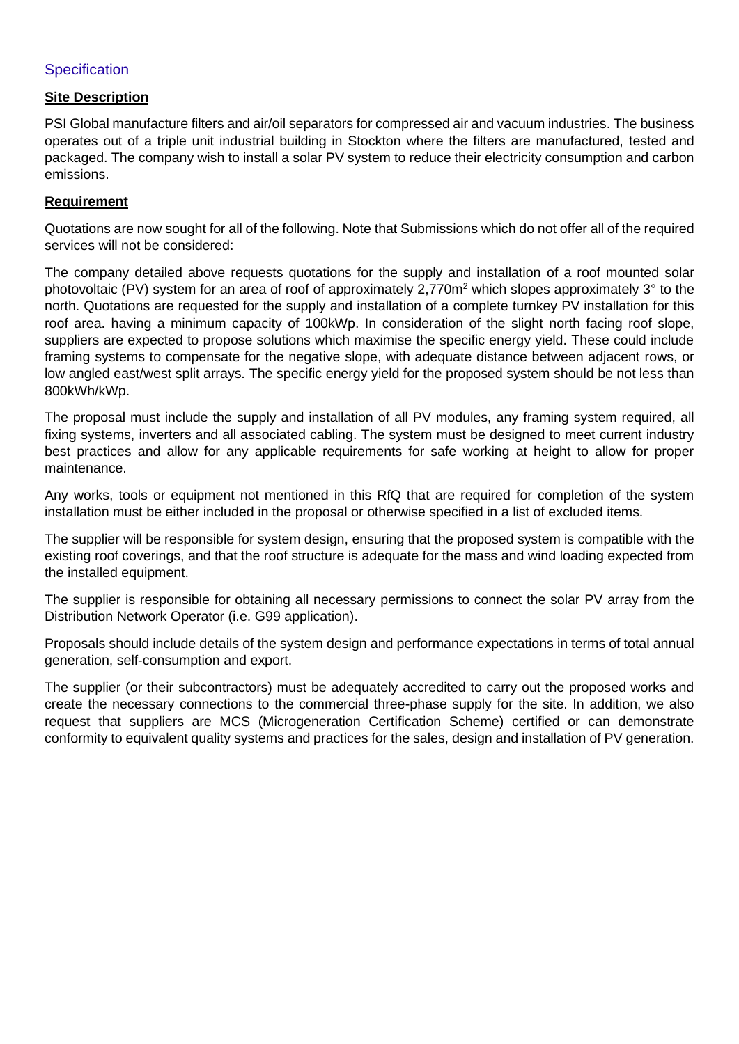## Specification

**Site Description**

PSI Global manufacture filters and air/oil separators for compressed air and vacuum industries. The business operates out of a triple unit industrial building in Stockton where the filters are manufactured, tested and packaged. The company wish to install a solar PV system to reduce their electricity consumption and carbon emissions.

**Requirement**

Quotations are now sought for all of the following. Note that Submissions which do not offer all of the required services will not be considered:

The company detailed above requests quotations for the supply and installation of a roof mounted solar photovoltaic (PV) system for an area of roof of approximately 2,770m$^2$ which slopes approximately 3° to the north. Quotations are requested for the supply and installation of a complete turnkey PV installation for this roof area. having a minimum capacity of 100kWp. In consideration of the slight north facing roof slope, suppliers are expected to propose solutions which maximise the specific energy yield. These could include framing systems to compensate for the negative slope, with adequate distance between adjacent rows, or low angled east/west split arrays. The specific energy yield for the proposed system should be not less than 800kWh/kWp.

The proposal must include the supply and installation of all PV modules, any framing system required, all fixing systems, inverters and all associated cabling. The system must be designed to meet current industry best practices and allow for any applicable requirements for safe working at height to allow for proper maintenance.

Any works, tools or equipment not mentioned in this RfQ that are required for completion of the system installation must be either included in the proposal or otherwise specified in a list of excluded items.

The supplier will be responsible for system design, ensuring that the proposed system is compatible with the existing roof coverings, and that the roof structure is adequate for the mass and wind loading expected from the installed equipment.

The supplier is responsible for obtaining all necessary permissions to connect the solar PV array from the Distribution Network Operator (i.e. G99 application).

Proposals should include details of the system design and performance expectations in terms of total annual generation, self-consumption and export.

The supplier (or their subcontractors) must be adequately accredited to carry out the proposed works and create the necessary connections to the commercial three-phase supply for the site. In addition, we also request that suppliers are MCS (Microgeneration Certification Scheme) certified or can demonstrate conformity to equivalent quality systems and practices for the sales, design and installation of PV generation.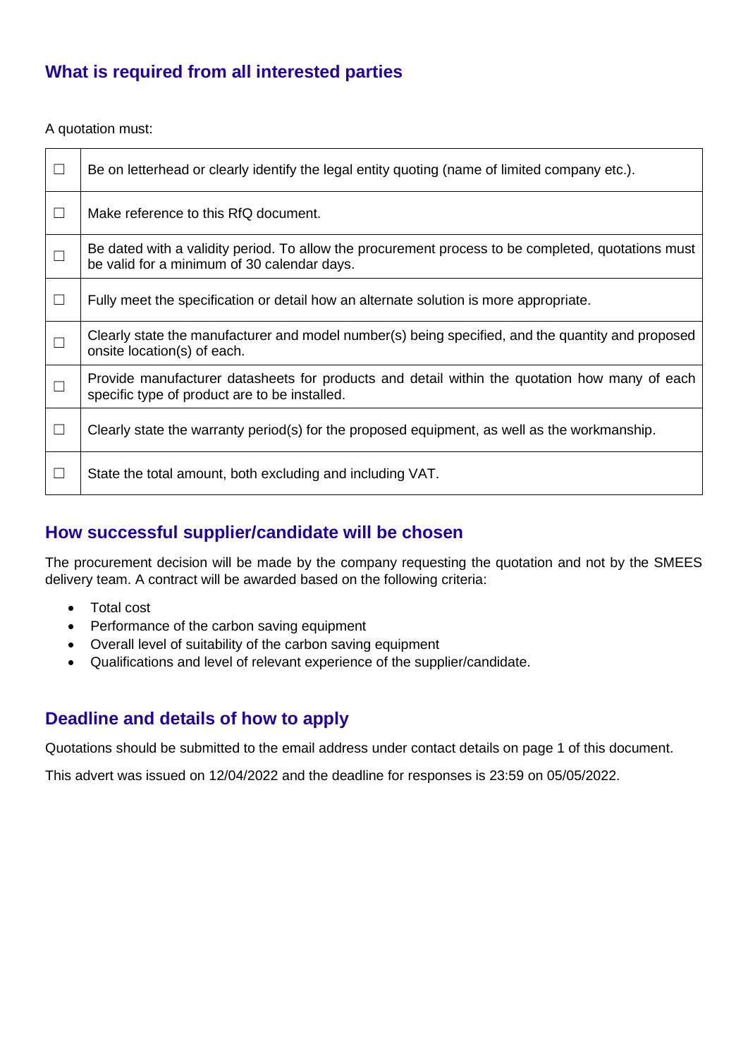## What is required from all interested parties

A quotation must:

| | |
|---|---|
| ☐ | Be on letterhead or clearly identify the legal entity quoting (name of limited company etc.). |
| ☐ | Make reference to this RfQ document. |
| ☐ | Be dated with a validity period. To allow the procurement process to be completed, quotations must be valid for a minimum of 30 calendar days. |
| ☐ | Fully meet the specification or detail how an alternate solution is more appropriate. |
| ☐ | Clearly state the manufacturer and model number(s) being specified, and the quantity and proposed onsite location(s) of each. |
| ☐ | Provide manufacturer datasheets for products and detail within the quotation how many of each specific type of product are to be installed. |
| ☐ | Clearly state the warranty period(s) for the proposed equipment, as well as the workmanship. |
| ☐ | State the total amount, both excluding and including VAT. |

## How successful supplier/candidate will be chosen

The procurement decision will be made by the company requesting the quotation and not by the SMEES delivery team. A contract will be awarded based on the following criteria:

- Total cost
- Performance of the carbon saving equipment
- Overall level of suitability of the carbon saving equipment
- Qualifications and level of relevant experience of the supplier/candidate.

## Deadline and details of how to apply

Quotations should be submitted to the email address under contact details on page 1 of this document.

This advert was issued on 12/04/2022 and the deadline for responses is 23:59 on 05/05/2022.